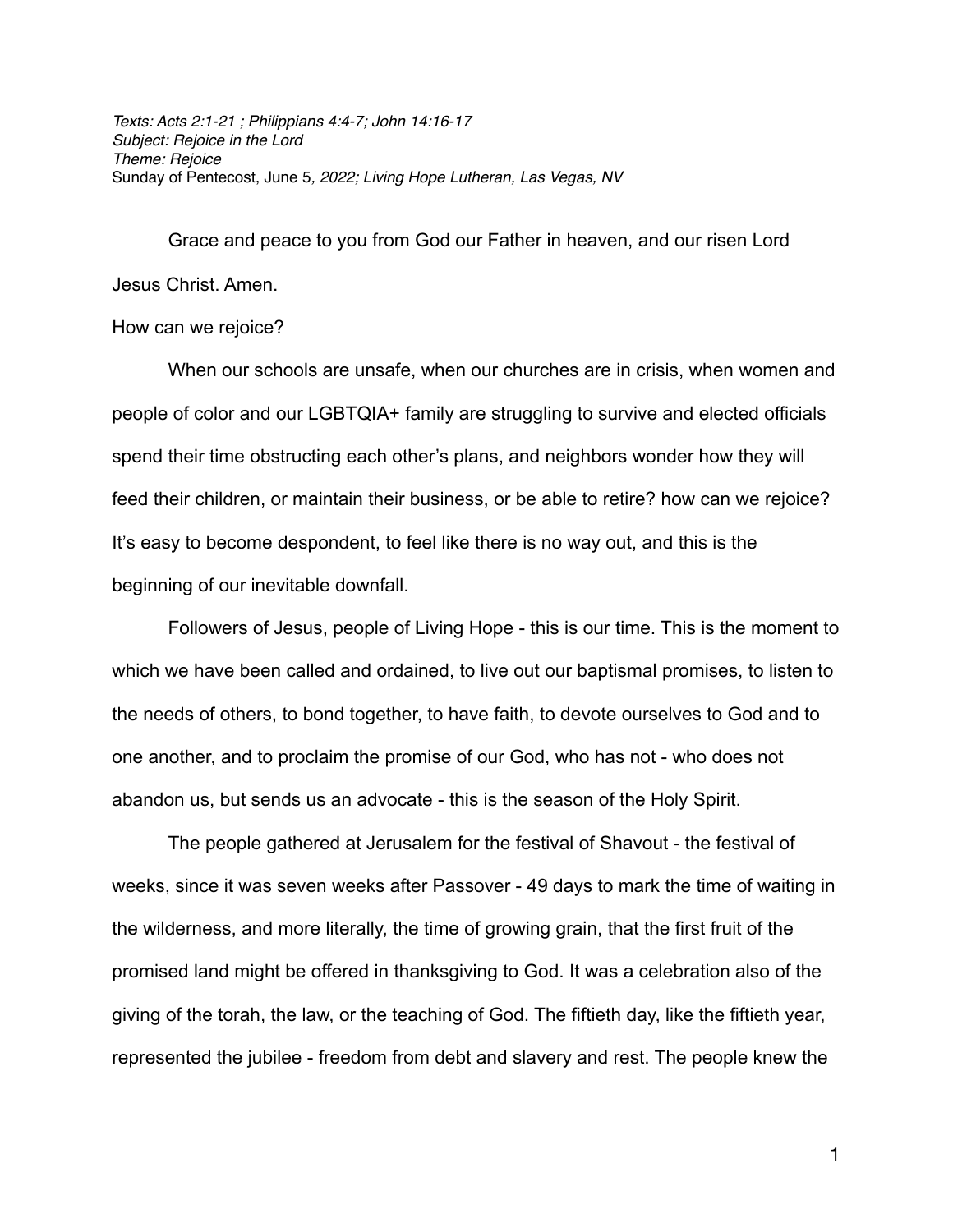*Texts: Acts 2:1-21 ; Philippians 4:4-7; John 14:16-17*
*Subject: Rejoice in the Lord*
*Theme: Rejoice*
Sunday of Pentecost, June 5*, 2022; Living Hope Lutheran, Las Vegas, NV*

Grace and peace to you from God our Father in heaven, and our risen Lord Jesus Christ. Amen.

How can we rejoice?

When our schools are unsafe, when our churches are in crisis, when women and people of color and our LGBTQIA+ family are struggling to survive and elected officials spend their time obstructing each other's plans, and neighbors wonder how they will feed their children, or maintain their business, or be able to retire? how can we rejoice? It's easy to become despondent, to feel like there is no way out, and this is the beginning of our inevitable downfall.

Followers of Jesus, people of Living Hope - this is our time. This is the moment to which we have been called and ordained, to live out our baptismal promises, to listen to the needs of others, to bond together, to have faith, to devote ourselves to God and to one another, and to proclaim the promise of our God, who has not - who does not abandon us, but sends us an advocate - this is the season of the Holy Spirit.

The people gathered at Jerusalem for the festival of Shavout - the festival of weeks, since it was seven weeks after Passover - 49 days to mark the time of waiting in the wilderness, and more literally, the time of growing grain, that the first fruit of the promised land might be offered in thanksgiving to God. It was a celebration also of the giving of the torah, the law, or the teaching of God. The fiftieth day, like the fiftieth year, represented the jubilee - freedom from debt and slavery and rest. The people knew the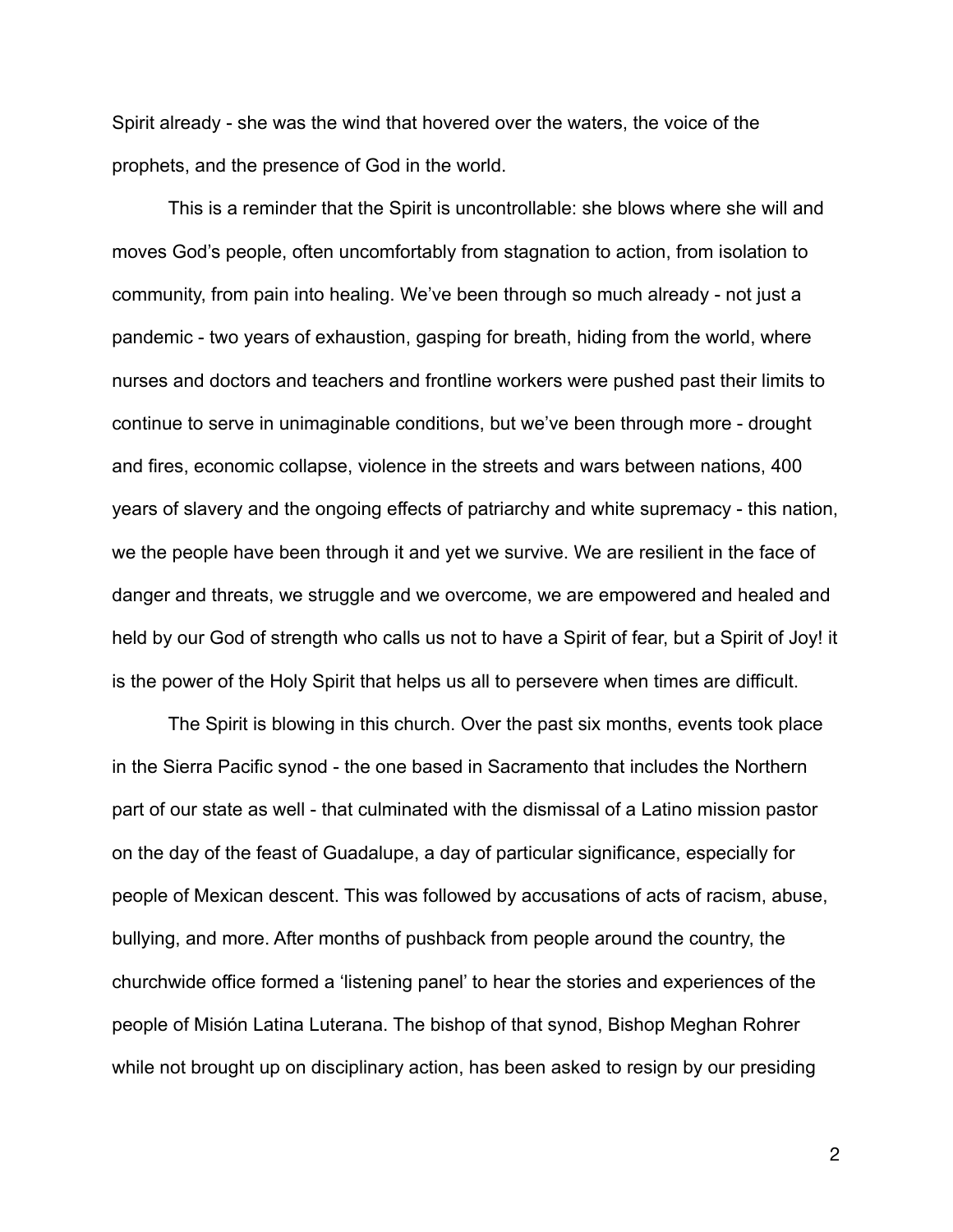Spirit already - she was the wind that hovered over the waters, the voice of the prophets, and the presence of God in the world.

This is a reminder that the Spirit is uncontrollable: she blows where she will and moves God's people, often uncomfortably from stagnation to action, from isolation to community, from pain into healing. We've been through so much already - not just a pandemic - two years of exhaustion, gasping for breath, hiding from the world, where nurses and doctors and teachers and frontline workers were pushed past their limits to continue to serve in unimaginable conditions, but we've been through more - drought and fires, economic collapse, violence in the streets and wars between nations, 400 years of slavery and the ongoing effects of patriarchy and white supremacy - this nation, we the people have been through it and yet we survive. We are resilient in the face of danger and threats, we struggle and we overcome, we are empowered and healed and held by our God of strength who calls us not to have a Spirit of fear, but a Spirit of Joy! it is the power of the Holy Spirit that helps us all to persevere when times are difficult.

The Spirit is blowing in this church. Over the past six months, events took place in the Sierra Pacific synod - the one based in Sacramento that includes the Northern part of our state as well - that culminated with the dismissal of a Latino mission pastor on the day of the feast of Guadalupe, a day of particular significance, especially for people of Mexican descent. This was followed by accusations of acts of racism, abuse, bullying, and more. After months of pushback from people around the country, the churchwide office formed a 'listening panel' to hear the stories and experiences of the people of Misión Latina Luterana. The bishop of that synod, Bishop Meghan Rohrer while not brought up on disciplinary action, has been asked to resign by our presiding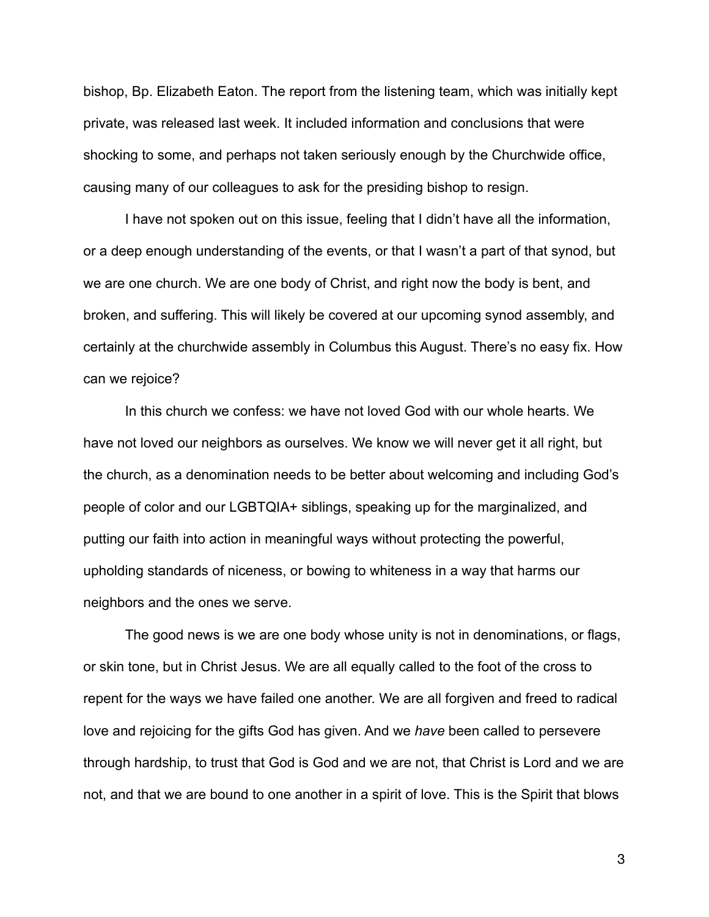bishop, Bp. Elizabeth Eaton. The report from the listening team, which was initially kept private, was released last week. It included information and conclusions that were shocking to some, and perhaps not taken seriously enough by the Churchwide office, causing many of our colleagues to ask for the presiding bishop to resign.

I have not spoken out on this issue, feeling that I didn't have all the information, or a deep enough understanding of the events, or that I wasn't a part of that synod, but we are one church. We are one body of Christ, and right now the body is bent, and broken, and suffering. This will likely be covered at our upcoming synod assembly, and certainly at the churchwide assembly in Columbus this August. There's no easy fix. How can we rejoice?

In this church we confess: we have not loved God with our whole hearts. We have not loved our neighbors as ourselves. We know we will never get it all right, but the church, as a denomination needs to be better about welcoming and including God's people of color and our LGBTQIA+ siblings, speaking up for the marginalized, and putting our faith into action in meaningful ways without protecting the powerful, upholding standards of niceness, or bowing to whiteness in a way that harms our neighbors and the ones we serve.

The good news is we are one body whose unity is not in denominations, or flags, or skin tone, but in Christ Jesus. We are all equally called to the foot of the cross to repent for the ways we have failed one another. We are all forgiven and freed to radical love and rejoicing for the gifts God has given. And we *have* been called to persevere through hardship, to trust that God is God and we are not, that Christ is Lord and we are not, and that we are bound to one another in a spirit of love. This is the Spirit that blows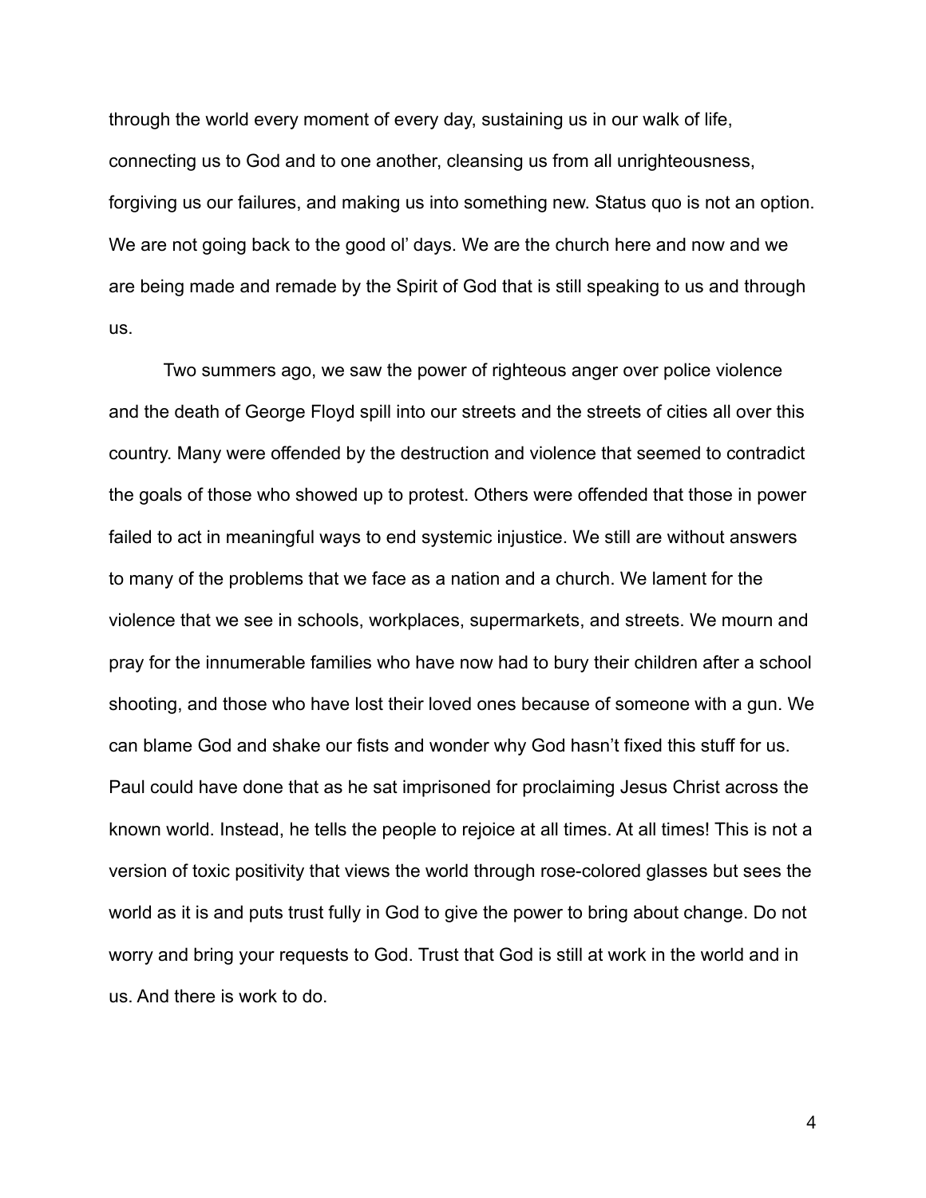through the world every moment of every day, sustaining us in our walk of life, connecting us to God and to one another, cleansing us from all unrighteousness, forgiving us our failures, and making us into something new. Status quo is not an option. We are not going back to the good ol' days. We are the church here and now and we are being made and remade by the Spirit of God that is still speaking to us and through us.

Two summers ago, we saw the power of righteous anger over police violence and the death of George Floyd spill into our streets and the streets of cities all over this country. Many were offended by the destruction and violence that seemed to contradict the goals of those who showed up to protest. Others were offended that those in power failed to act in meaningful ways to end systemic injustice. We still are without answers to many of the problems that we face as a nation and a church. We lament for the violence that we see in schools, workplaces, supermarkets, and streets. We mourn and pray for the innumerable families who have now had to bury their children after a school shooting, and those who have lost their loved ones because of someone with a gun. We can blame God and shake our fists and wonder why God hasn't fixed this stuff for us. Paul could have done that as he sat imprisoned for proclaiming Jesus Christ across the known world. Instead, he tells the people to rejoice at all times. At all times! This is not a version of toxic positivity that views the world through rose-colored glasses but sees the world as it is and puts trust fully in God to give the power to bring about change. Do not worry and bring your requests to God. Trust that God is still at work in the world and in us. And there is work to do.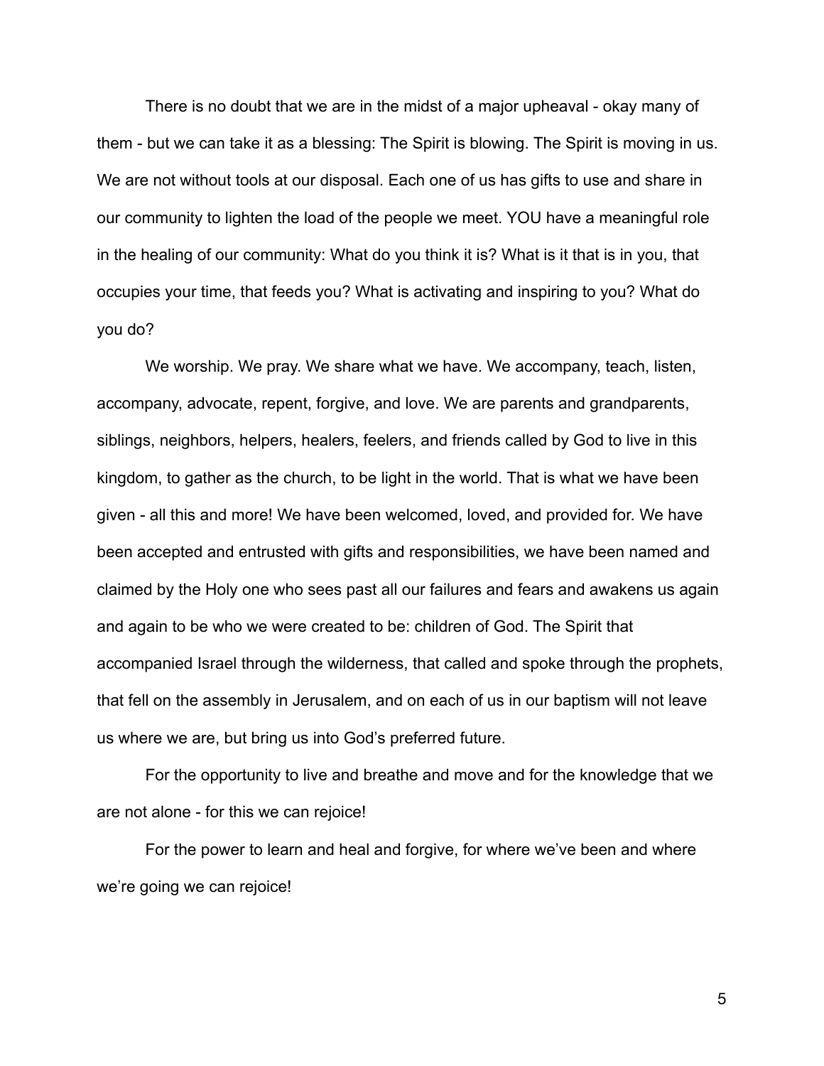There is no doubt that we are in the midst of a major upheaval - okay many of them - but we can take it as a blessing: The Spirit is blowing. The Spirit is moving in us. We are not without tools at our disposal. Each one of us has gifts to use and share in our community to lighten the load of the people we meet. YOU have a meaningful role in the healing of our community: What do you think it is? What is it that is in you, that occupies your time, that feeds you? What is activating and inspiring to you? What do you do?

We worship. We pray. We share what we have. We accompany, teach, listen, accompany, advocate, repent, forgive, and love. We are parents and grandparents, siblings, neighbors, helpers, healers, feelers, and friends called by God to live in this kingdom, to gather as the church, to be light in the world. That is what we have been given - all this and more! We have been welcomed, loved, and provided for. We have been accepted and entrusted with gifts and responsibilities, we have been named and claimed by the Holy one who sees past all our failures and fears and awakens us again and again to be who we were created to be: children of God. The Spirit that accompanied Israel through the wilderness, that called and spoke through the prophets, that fell on the assembly in Jerusalem, and on each of us in our baptism will not leave us where we are, but bring us into God's preferred future.

For the opportunity to live and breathe and move and for the knowledge that we are not alone - for this we can rejoice!

For the power to learn and heal and forgive, for where we've been and where we're going we can rejoice!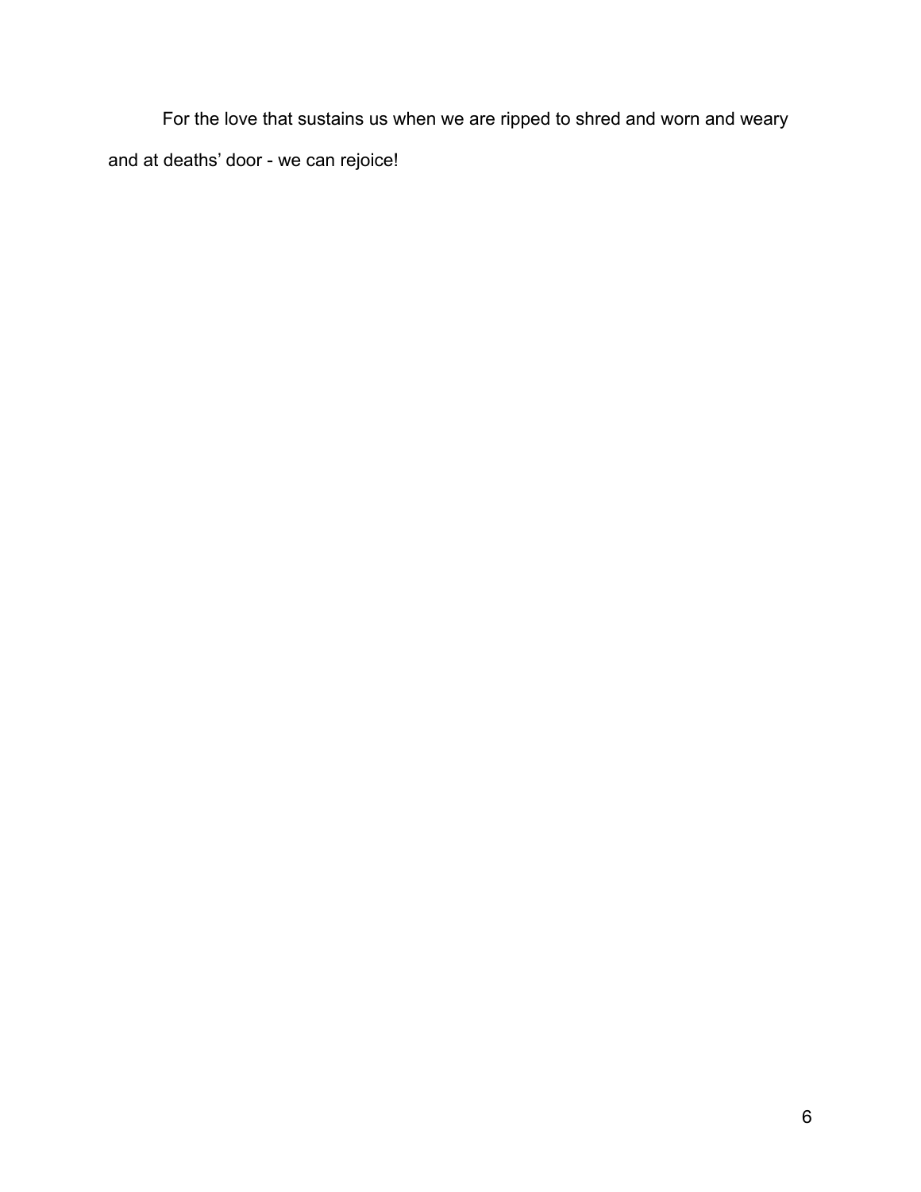For the love that sustains us when we are ripped to shred and worn and weary and at deaths' door - we can rejoice!